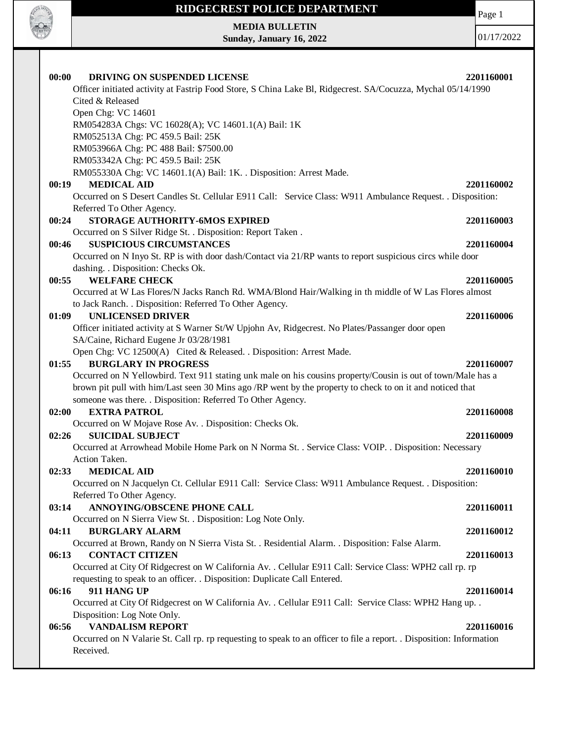# RIDGECREST POLICE DEPARTMENT

**MEDIA BULLETIN**
**Sunday, January 16, 2022**

01/17/2022

**00:00 DRIVING ON SUSPENDED LICENSE** **2201160001**
Officer initiated activity at Fastrip Food Store, S China Lake Bl, Ridgecrest. SA/Cocuzza, Mychal 05/14/1990
Cited & Released
Open Chg: VC 14601
RM054283A Chgs: VC 16028(A); VC 14601.1(A) Bail: 1K
RM052513A Chg: PC 459.5 Bail: 25K
RM053966A Chg: PC 488 Bail: $7500.00
RM053342A Chg: PC 459.5 Bail: 25K
RM055330A Chg: VC 14601.1(A) Bail: 1K. . Disposition: Arrest Made.

**00:19 MEDICAL AID** **2201160002**
Occurred on S Desert Candles St. Cellular E911 Call: Service Class: W911 Ambulance Request. . Disposition: Referred To Other Agency.

**00:24 STORAGE AUTHORITY-6MOS EXPIRED** **2201160003**
Occurred on S Silver Ridge St. . Disposition: Report Taken .

**00:46 SUSPICIOUS CIRCUMSTANCES** **2201160004**
Occurred on N Inyo St. RP is with door dash/Contact via 21/RP wants to report suspicious circs while door dashing. . Disposition: Checks Ok.

**00:55 WELFARE CHECK** **2201160005**
Occurred at W Las Flores/N Jacks Ranch Rd. WMA/Blond Hair/Walking in th middle of W Las Flores almost to Jack Ranch. . Disposition: Referred To Other Agency.

**01:09 UNLICENSED DRIVER** **2201160006**
Officer initiated activity at S Warner St/W Upjohn Av, Ridgecrest. No Plates/Passanger door open
SA/Caine, Richard Eugene Jr 03/28/1981
Open Chg: VC 12500(A) Cited & Released. . Disposition: Arrest Made.

**01:55 BURGLARY IN PROGRESS** **2201160007**
Occurred on N Yellowbird. Text 911 stating unk male on his cousins property/Cousin is out of town/Male has a brown pit pull with him/Last seen 30 Mins ago /RP went by the property to check to on it and noticed that someone was there. . Disposition: Referred To Other Agency.

**02:00 EXTRA PATROL** **2201160008**
Occurred on W Mojave Rose Av. . Disposition: Checks Ok.

**02:26 SUICIDAL SUBJECT** **2201160009**
Occurred at Arrowhead Mobile Home Park on N Norma St. . Service Class: VOIP. . Disposition: Necessary Action Taken.

**02:33 MEDICAL AID** **2201160010**
Occurred on N Jacquelyn Ct. Cellular E911 Call: Service Class: W911 Ambulance Request. . Disposition: Referred To Other Agency.

**03:14 ANNOYING/OBSCENE PHONE CALL** **2201160011**
Occurred on N Sierra View St. . Disposition: Log Note Only.

**04:11 BURGLARY ALARM** **2201160012**
Occurred at Brown, Randy on N Sierra Vista St. . Residential Alarm. . Disposition: False Alarm.

**06:13 CONTACT CITIZEN** **2201160013**
Occurred at City Of Ridgecrest on W California Av. . Cellular E911 Call: Service Class: WPH2 call rp. rp requesting to speak to an officer. . Disposition: Duplicate Call Entered.

**06:16 911 HANG UP** **2201160014**
Occurred at City Of Ridgecrest on W California Av. . Cellular E911 Call: Service Class: WPH2 Hang up. . Disposition: Log Note Only.

**06:56 VANDALISM REPORT** **2201160016**
Occurred on N Valarie St. Call rp. rp requesting to speak to an officer to file a report. . Disposition: Information Received.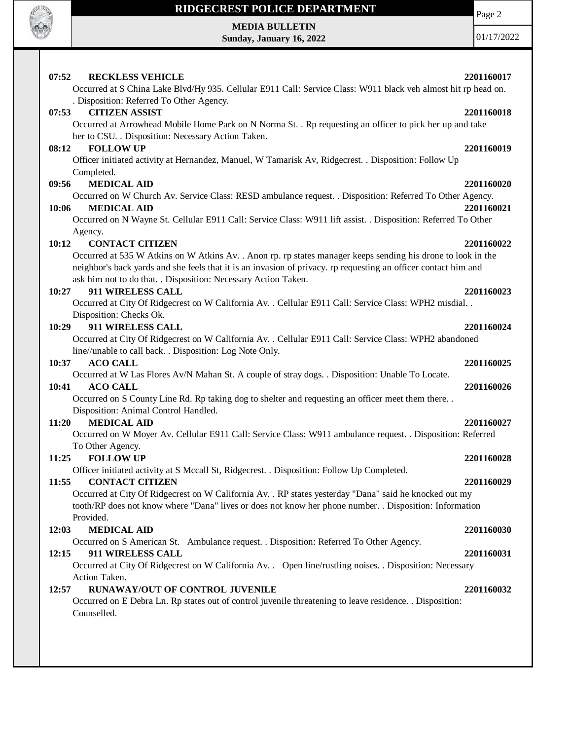**07:52 RECKLESS VEHICLE** **2201160017**

Occurred at S China Lake Blvd/Hy 935. Cellular E911 Call: Service Class: W911 black veh almost hit rp head on. . Disposition: Referred To Other Agency.

**07:53 CITIZEN ASSIST** **2201160018**

Occurred at Arrowhead Mobile Home Park on N Norma St. . Rp requesting an officer to pick her up and take her to CSU. . Disposition: Necessary Action Taken.

**08:12 FOLLOW UP** **2201160019**

Officer initiated activity at Hernandez, Manuel, W Tamarisk Av, Ridgecrest. . Disposition: Follow Up Completed.

**09:56 MEDICAL AID** **2201160020**

Occurred on W Church Av. Service Class: RESD ambulance request. . Disposition: Referred To Other Agency.

**10:06 MEDICAL AID** **2201160021**

Occurred on N Wayne St. Cellular E911 Call: Service Class: W911 lift assist. . Disposition: Referred To Other Agency.

**10:12 CONTACT CITIZEN** **2201160022**

Occurred at 535 W Atkins on W Atkins Av. . Anon rp. rp states manager keeps sending his drone to look in the neighbor's back yards and she feels that it is an invasion of privacy. rp requesting an officer contact him and ask him not to do that. . Disposition: Necessary Action Taken.

**10:27 911 WIRELESS CALL** **2201160023**

Occurred at City Of Ridgecrest on W California Av. . Cellular E911 Call: Service Class: WPH2 misdial. . Disposition: Checks Ok.

**10:29 911 WIRELESS CALL** **2201160024**

Occurred at City Of Ridgecrest on W California Av. . Cellular E911 Call: Service Class: WPH2 abandoned line//unable to call back. . Disposition: Log Note Only.

**10:37 ACO CALL** **2201160025**

Occurred at W Las Flores Av/N Mahan St. A couple of stray dogs. . Disposition: Unable To Locate.

**10:41 ACO CALL** **2201160026**

Occurred on S County Line Rd. Rp taking dog to shelter and requesting an officer meet them there. . Disposition: Animal Control Handled.

**11:20 MEDICAL AID** **2201160027**

Occurred on W Moyer Av. Cellular E911 Call: Service Class: W911 ambulance request. . Disposition: Referred To Other Agency.

**11:25 FOLLOW UP** **2201160028**

Officer initiated activity at S Mccall St, Ridgecrest. . Disposition: Follow Up Completed.

**11:55 CONTACT CITIZEN** **2201160029**

Occurred at City Of Ridgecrest on W California Av. . RP states yesterday "Dana" said he knocked out my tooth/RP does not know where "Dana" lives or does not know her phone number. . Disposition: Information Provided.

**12:03 MEDICAL AID** **2201160030**

Occurred on S American St. Ambulance request. . Disposition: Referred To Other Agency.

**12:15 911 WIRELESS CALL** **2201160031**

Occurred at City Of Ridgecrest on W California Av. . Open line/rustling noises. . Disposition: Necessary Action Taken.

**12:57 RUNAWAY/OUT OF CONTROL JUVENILE** **2201160032**

Occurred on E Debra Ln. Rp states out of control juvenile threatening to leave residence. . Disposition: Counselled.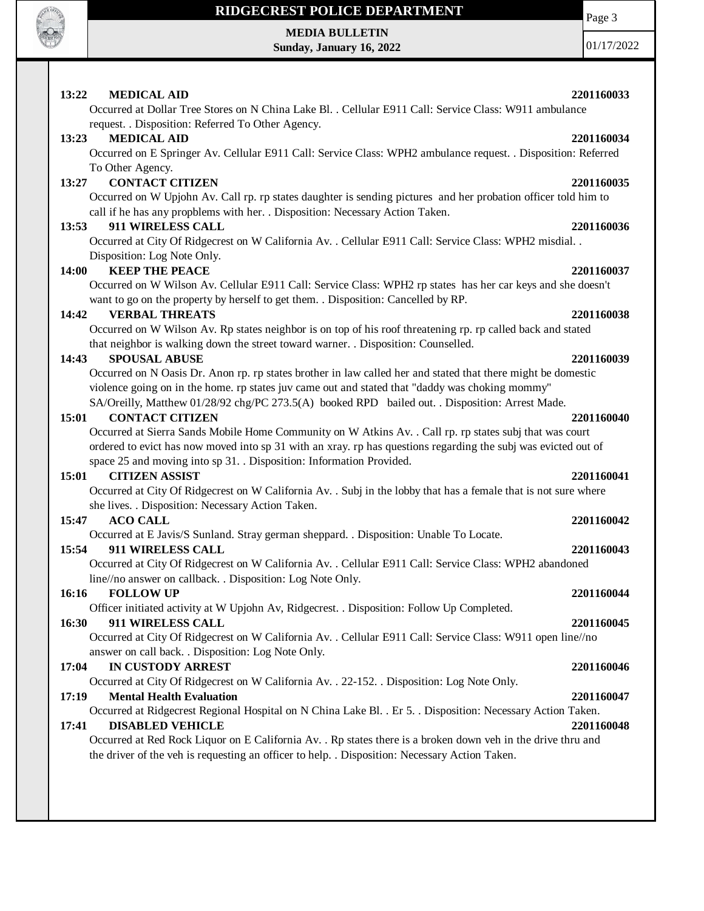**13:22 MEDICAL AID** **2201160033**

Occurred at Dollar Tree Stores on N China Lake Bl. . Cellular E911 Call: Service Class: W911 ambulance request. . Disposition: Referred To Other Agency.

**13:23 MEDICAL AID** **2201160034**

Occurred on E Springer Av. Cellular E911 Call: Service Class: WPH2 ambulance request. . Disposition: Referred To Other Agency.

**13:27 CONTACT CITIZEN** **2201160035**

Occurred on W Upjohn Av. Call rp. rp states daughter is sending pictures and her probation officer told him to call if he has any propblems with her. . Disposition: Necessary Action Taken.

**13:53 911 WIRELESS CALL** **2201160036**

Occurred at City Of Ridgecrest on W California Av. . Cellular E911 Call: Service Class: WPH2 misdial. . Disposition: Log Note Only.

**14:00 KEEP THE PEACE** **2201160037**

Occurred on W Wilson Av. Cellular E911 Call: Service Class: WPH2 rp states has her car keys and she doesn't want to go on the property by herself to get them. . Disposition: Cancelled by RP.

**14:42 VERBAL THREATS** **2201160038**

Occurred on W Wilson Av. Rp states neighbor is on top of his roof threatening rp. rp called back and stated that neighbor is walking down the street toward warner. . Disposition: Counselled.

**14:43 SPOUSAL ABUSE** **2201160039**

Occurred on N Oasis Dr. Anon rp. rp states brother in law called her and stated that there might be domestic violence going on in the home. rp states juv came out and stated that "daddy was choking mommy" SA/Oreilly, Matthew 01/28/92 chg/PC 273.5(A) booked RPD bailed out. . Disposition: Arrest Made.

**15:01 CONTACT CITIZEN** **2201160040**

Occurred at Sierra Sands Mobile Home Community on W Atkins Av. . Call rp. rp states subj that was court ordered to evict has now moved into sp 31 with an xray. rp has questions regarding the subj was evicted out of space 25 and moving into sp 31. . Disposition: Information Provided.

**15:01 CITIZEN ASSIST** **2201160041**

Occurred at City Of Ridgecrest on W California Av. . Subj in the lobby that has a female that is not sure where she lives. . Disposition: Necessary Action Taken.

**15:47 ACO CALL** **2201160042**

Occurred at E Javis/S Sunland. Stray german sheppard. . Disposition: Unable To Locate.

**15:54 911 WIRELESS CALL** **2201160043**

Occurred at City Of Ridgecrest on W California Av. . Cellular E911 Call: Service Class: WPH2 abandoned line//no answer on callback. . Disposition: Log Note Only.

**16:16 FOLLOW UP** **2201160044**

Officer initiated activity at W Upjohn Av, Ridgecrest. . Disposition: Follow Up Completed.

**16:30 911 WIRELESS CALL** **2201160045**

Occurred at City Of Ridgecrest on W California Av. . Cellular E911 Call: Service Class: W911 open line//no answer on call back. . Disposition: Log Note Only.

**17:04 IN CUSTODY ARREST** **2201160046**

Occurred at City Of Ridgecrest on W California Av. . 22-152. . Disposition: Log Note Only.

**17:19 Mental Health Evaluation** **2201160047**

Occurred at Ridgecrest Regional Hospital on N China Lake Bl. . Er 5. . Disposition: Necessary Action Taken.

**17:41 DISABLED VEHICLE** **2201160048**

Occurred at Red Rock Liquor on E California Av. . Rp states there is a broken down veh in the drive thru and the driver of the veh is requesting an officer to help. . Disposition: Necessary Action Taken.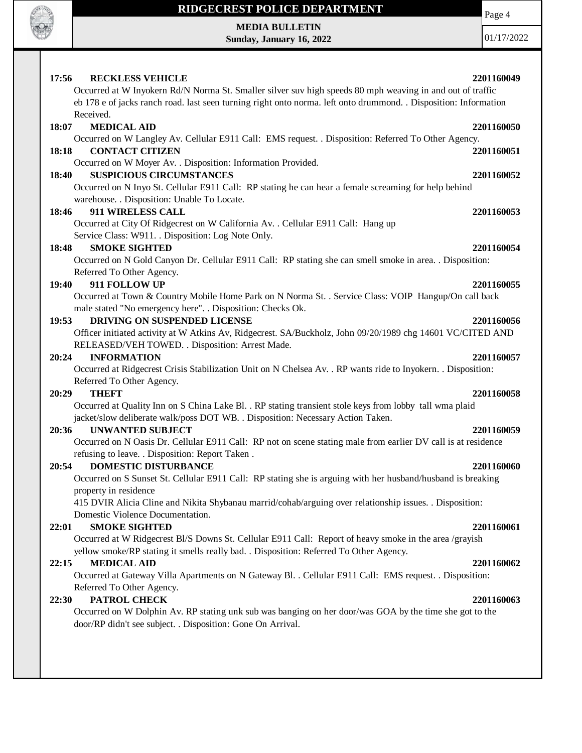**17:56 RECKLESS VEHICLE** **2201160049**

Occurred at W Inyokern Rd/N Norma St. Smaller silver suv high speeds 80 mph weaving in and out of traffic eb 178 e of jacks ranch road. last seen turning right onto norma. left onto drummond. . Disposition: Information Received.

**18:07 MEDICAL AID** **2201160050**

Occurred on W Langley Av. Cellular E911 Call: EMS request. . Disposition: Referred To Other Agency.

**18:18 CONTACT CITIZEN** **2201160051**

Occurred on W Moyer Av. . Disposition: Information Provided.

**18:40 SUSPICIOUS CIRCUMSTANCES** **2201160052**

Occurred on N Inyo St. Cellular E911 Call: RP stating he can hear a female screaming for help behind warehouse. . Disposition: Unable To Locate.

**18:46 911 WIRELESS CALL** **2201160053**

Occurred at City Of Ridgecrest on W California Av. . Cellular E911 Call: Hang up Service Class: W911. . Disposition: Log Note Only.

**18:48 SMOKE SIGHTED** **2201160054**

Occurred on N Gold Canyon Dr. Cellular E911 Call: RP stating she can smell smoke in area. . Disposition: Referred To Other Agency.

**19:40 911 FOLLOW UP** **2201160055**

Occurred at Town & Country Mobile Home Park on N Norma St. . Service Class: VOIP Hangup/On call back male stated "No emergency here". . Disposition: Checks Ok.

**19:53 DRIVING ON SUSPENDED LICENSE** **2201160056**

Officer initiated activity at W Atkins Av, Ridgecrest. SA/Buckholz, John 09/20/1989 chg 14601 VC/CITED AND RELEASED/VEH TOWED. . Disposition: Arrest Made.

**20:24 INFORMATION** **2201160057**

Occurred at Ridgecrest Crisis Stabilization Unit on N Chelsea Av. . RP wants ride to Inyokern. . Disposition: Referred To Other Agency.

**20:29 THEFT** **2201160058**

Occurred at Quality Inn on S China Lake Bl. . RP stating transient stole keys from lobby tall wma plaid jacket/slow deliberate walk/poss DOT WB. . Disposition: Necessary Action Taken.

**20:36 UNWANTED SUBJECT** **2201160059**

Occurred on N Oasis Dr. Cellular E911 Call: RP not on scene stating male from earlier DV call is at residence refusing to leave. . Disposition: Report Taken .

**20:54 DOMESTIC DISTURBANCE** **2201160060**

Occurred on S Sunset St. Cellular E911 Call: RP stating she is arguing with her husband/husband is breaking property in residence
415 DVIR Alicia Cline and Nikita Shybanau marrid/cohab/arguing over relationship issues. . Disposition: Domestic Violence Documentation.

**22:01 SMOKE SIGHTED** **2201160061**

Occurred at W Ridgecrest Bl/S Downs St. Cellular E911 Call: Report of heavy smoke in the area /grayish yellow smoke/RP stating it smells really bad. . Disposition: Referred To Other Agency.

**22:15 MEDICAL AID** **2201160062**

Occurred at Gateway Villa Apartments on N Gateway Bl. . Cellular E911 Call: EMS request. . Disposition: Referred To Other Agency.

**22:30 PATROL CHECK** **2201160063**

Occurred on W Dolphin Av. RP stating unk sub was banging on her door/was GOA by the time she got to the door/RP didn't see subject. . Disposition: Gone On Arrival.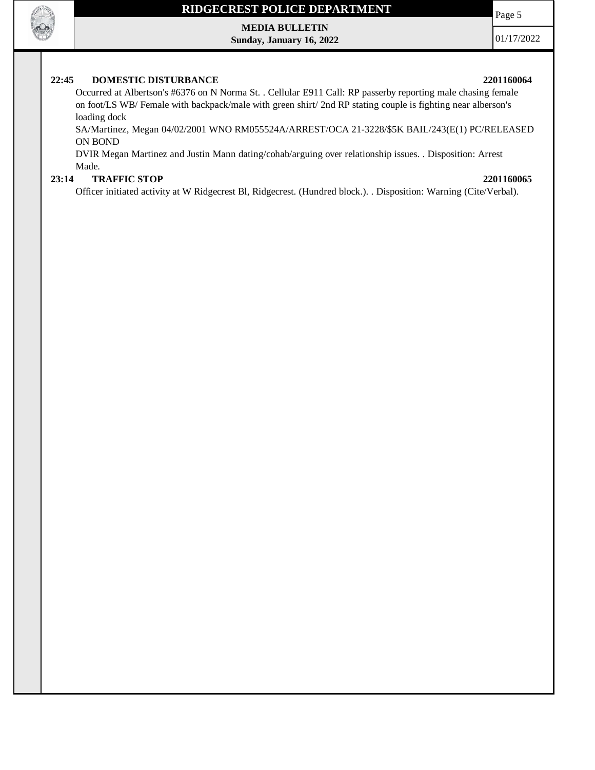**22:45 DOMESTIC DISTURBANCE** **2201160064**

Occurred at Albertson's #6376 on N Norma St. . Cellular E911 Call: RP passerby reporting male chasing female on foot/LS WB/ Female with backpack/male with green shirt/ 2nd RP stating couple is fighting near alberson's loading dock

SA/Martinez, Megan 04/02/2001 WNO RM055524A/ARREST/OCA 21-3228/$5K BAIL/243(E(1) PC/RELEASED ON BOND

DVIR Megan Martinez and Justin Mann dating/cohab/arguing over relationship issues. . Disposition: Arrest Made.

**23:14 TRAFFIC STOP** **2201160065**

Officer initiated activity at W Ridgecrest Bl, Ridgecrest. (Hundred block.). . Disposition: Warning (Cite/Verbal).